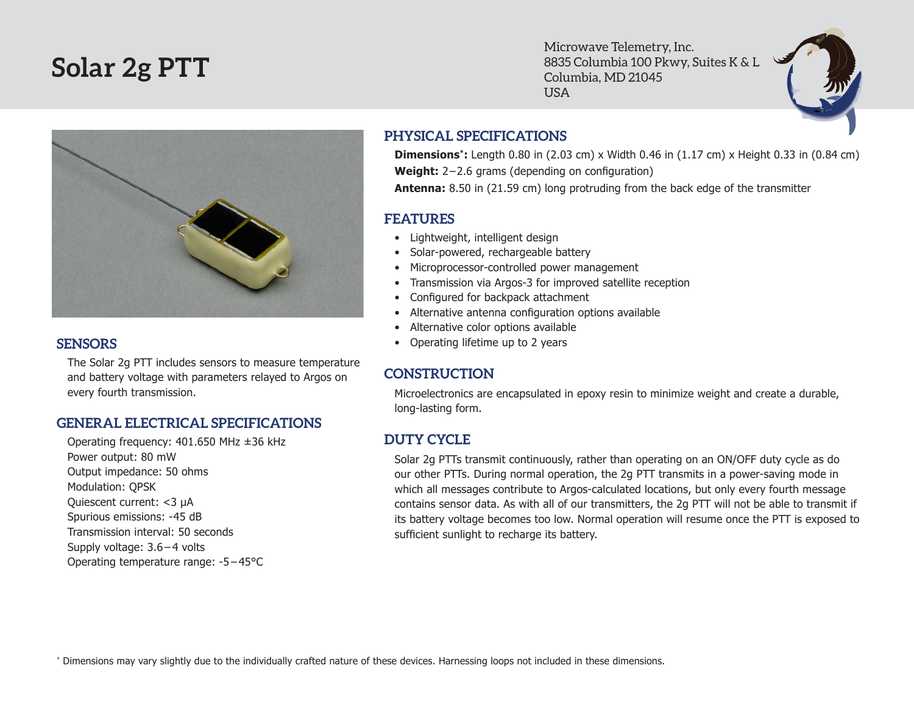# Solar 2g PTT

Microwave Telemetry, Inc.
8835 Columbia 100 Pkwy, Suites K & L
Columbia, MD 21045
USA

## SENSORS

The Solar 2g PTT includes sensors to measure temperature and battery voltage with parameters relayed to Argos on every fourth transmission.

## GENERAL ELECTRICAL SPECIFICATIONS

Operating frequency: 401.650 MHz ±36 kHz
Power output: 80 mW
Output impedance: 50 ohms
Modulation: QPSK
Quiescent current: <3 μA
Spurious emissions: -45 dB
Transmission interval: 50 seconds
Supply voltage: 3.6−4 volts
Operating temperature range: -5−45°C

## PHYSICAL SPECIFICATIONS

**Dimensions*:** Length 0.80 in (2.03 cm) x Width 0.46 in (1.17 cm) x Height 0.33 in (0.84 cm)
**Weight:** 2−2.6 grams (depending on configuration)
**Antenna:** 8.50 in (21.59 cm) long protruding from the back edge of the transmitter

## FEATURES

- Lightweight, intelligent design
- Solar-powered, rechargeable battery
- Microprocessor-controlled power management
- Transmission via Argos-3 for improved satellite reception
- Configured for backpack attachment
- Alternative antenna configuration options available
- Alternative color options available
- Operating lifetime up to 2 years

## CONSTRUCTION

Microelectronics are encapsulated in epoxy resin to minimize weight and create a durable, long-lasting form.

## DUTY CYCLE

Solar 2g PTTs transmit continuously, rather than operating on an ON/OFF duty cycle as do our other PTTs. During normal operation, the 2g PTT transmits in a power-saving mode in which all messages contribute to Argos-calculated locations, but only every fourth message contains sensor data. As with all of our transmitters, the 2g PTT will not be able to transmit if its battery voltage becomes too low. Normal operation will resume once the PTT is exposed to sufficient sunlight to recharge its battery.

* Dimensions may vary slightly due to the individually crafted nature of these devices. Harnessing loops not included in these dimensions.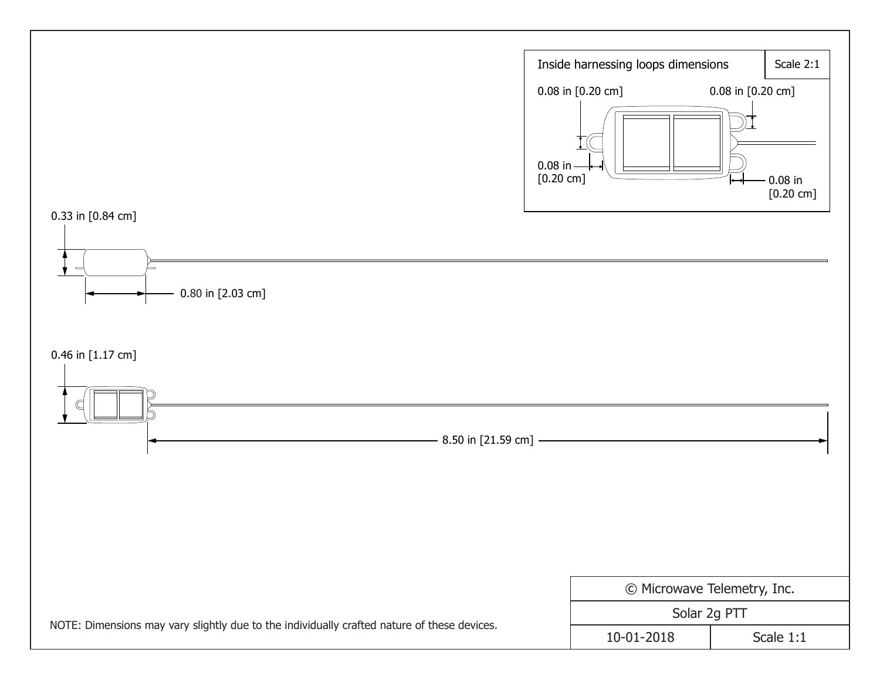Inside harnessing loops dimensions

Scale 2:1

0.08 in [0.20 cm]

0.08 in [0.20 cm]

0.08 in [0.20 cm]

0.08 in [0.20 cm]

0.33 in [0.84 cm]

0.80 in [2.03 cm]

0.46 in [1.17 cm]

8.50 in [21.59 cm]

NOTE: Dimensions may vary slightly due to the individually crafted nature of these devices.

| | |
|---|---|
| © Microwave Telemetry, Inc. | |
| Solar 2g PTT | |
| 10-01-2018 | Scale 1:1 |